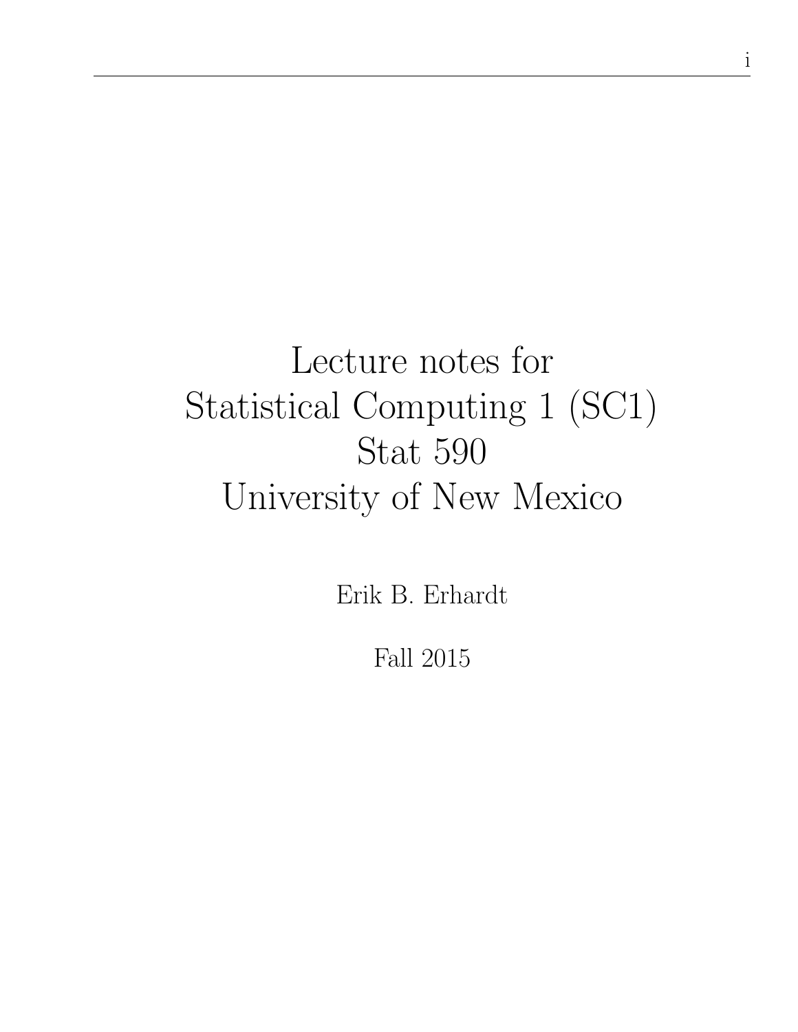# Lecture notes for Statistical Computing 1 (SC1) Stat 590 University of New Mexico

Erik B. Erhardt

Fall 2015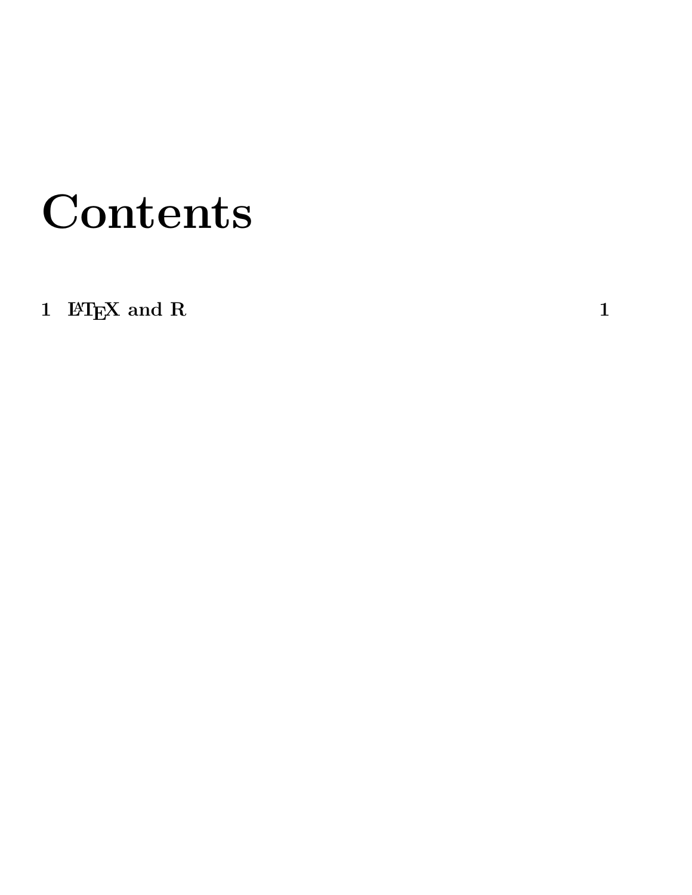# Contents

**1 LaTeX and R** **1**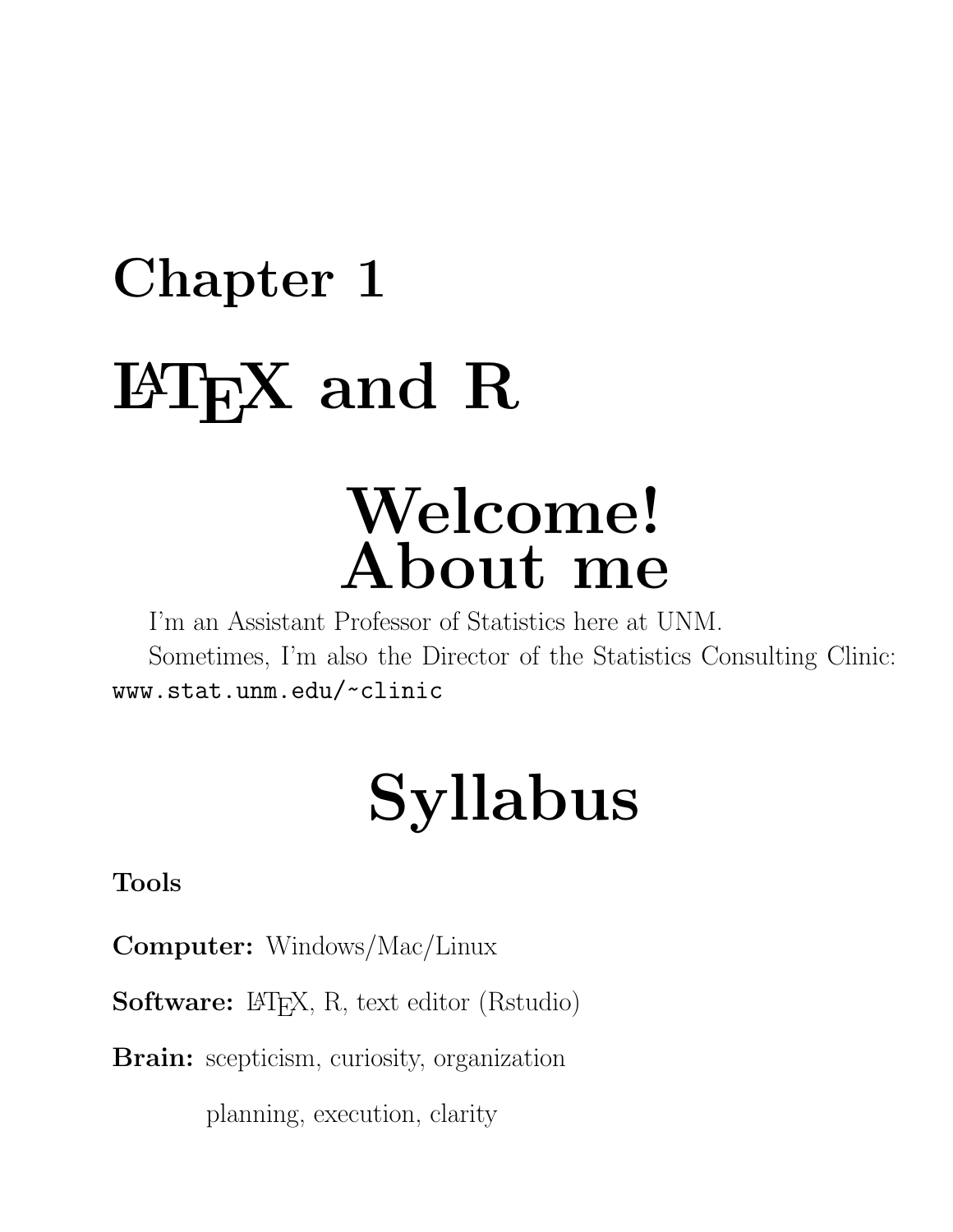# Chapter 1

# LaTeX and R

## Welcome!

## About me

I'm an Assistant Professor of Statistics here at UNM.

Sometimes, I'm also the Director of the Statistics Consulting Clinic: `www.stat.unm.edu/~clinic`

## Syllabus

**Tools**

**Computer:** Windows/Mac/Linux

**Software:** LaTeX, R, text editor (Rstudio)

**Brain:** scepticism, curiosity, organization

planning, execution, clarity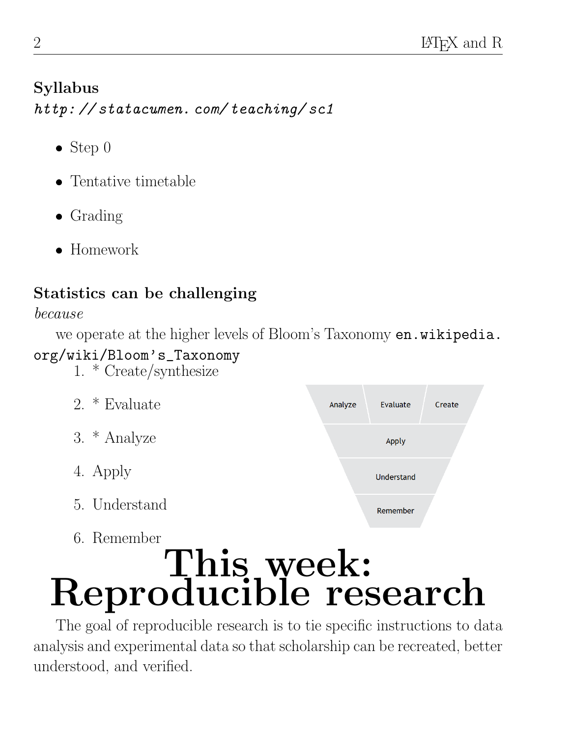### Syllabus

*http://statacumen.com/teaching/sc1*

- Step 0
- Tentative timetable
- Grading
- Homework

### Statistics can be challenging

*because*

we operate at the higher levels of Bloom's Taxonomy `en.wikipedia.org/wiki/Bloom's_Taxonomy`

1. * Create/synthesize
2. * Evaluate
3. * Analyze
4. Apply
5. Understand
6. Remember

# This week: Reproducible research

The goal of reproducible research is to tie specific instructions to data analysis and experimental data so that scholarship can be recreated, better understood, and verified.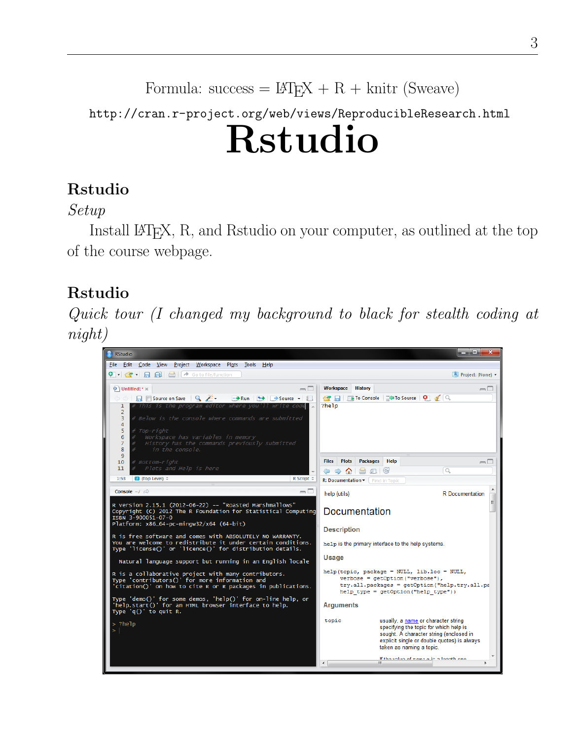Formula: success = LaTeX + R + knitr (Sweave)

http://cran.r-project.org/web/views/ReproducibleResearch.html

# Rstudio

## Rstudio

*Setup*

Install LaTeX, R, and Rstudio on your computer, as outlined at the top of the course webpage.

## Rstudio

*Quick tour (I changed my background to black for stealth coding at night)*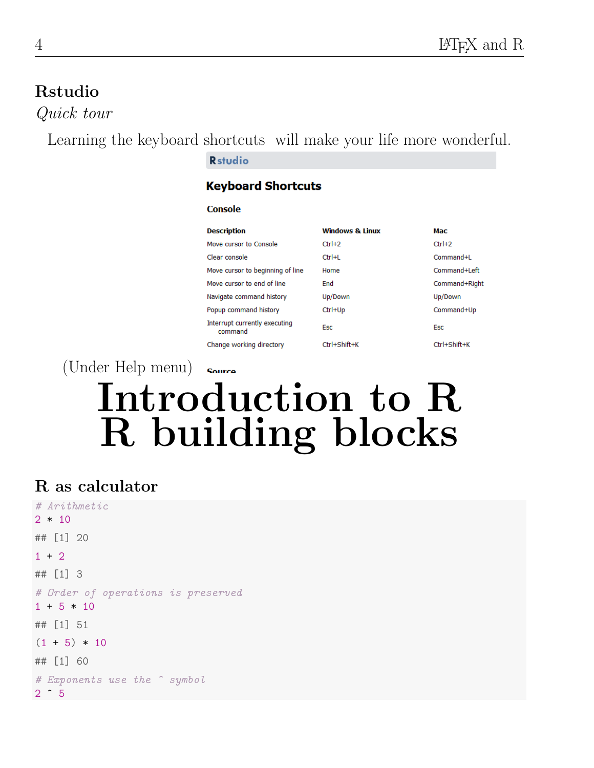## Rstudio

*Quick tour*

Learning the keyboard shortcuts will make your life more wonderful.

**Rstudio**

### Keyboard Shortcuts

#### Console

| Description | Windows & Linux | Mac |
|---|---|---|
| Move cursor to Console | Ctrl+2 | Ctrl+2 |
| Clear console | Ctrl+L | Command+L |
| Move cursor to beginning of line | Home | Command+Left |
| Move cursor to end of line | End | Command+Right |
| Navigate command history | Up/Down | Up/Down |
| Popup command history | Ctrl+Up | Command+Up |
| Interrupt currently executing command | Esc | Esc |
| Change working directory | Ctrl+Shift+K | Ctrl+Shift+K |

(Under Help menu)

Source

# Introduction to R
# R building blocks

## R as calculator

```
# Arithmetic
2 * 10
## [1] 20
1 + 2
## [1] 3
# Order of operations is preserved
1 + 5 * 10
## [1] 51
(1 + 5) * 10
## [1] 60
# Exponents use the ^ symbol
2 ^ 5
```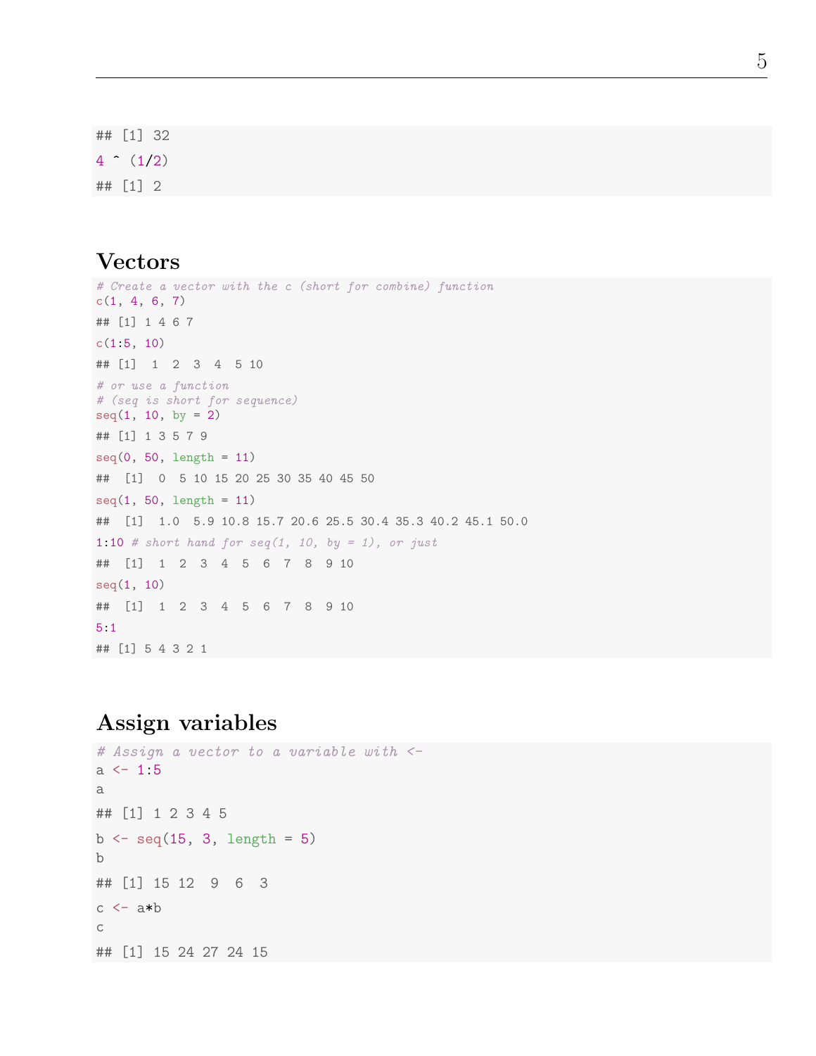```
## [1] 32
4 ^ (1/2)
## [1] 2
```

## Vectors

```
# Create a vector with the c (short for combine) function
c(1, 4, 6, 7)
## [1] 1 4 6 7
c(1:5, 10)
## [1]  1  2  3  4  5 10
# or use a function
# (seq is short for sequence)
seq(1, 10, by = 2)
## [1] 1 3 5 7 9
seq(0, 50, length = 11)
##  [1]  0  5 10 15 20 25 30 35 40 45 50
seq(1, 50, length = 11)
##  [1]  1.0  5.9 10.8 15.7 20.6 25.5 30.4 35.3 40.2 45.1 50.0
1:10 # short hand for seq(1, 10, by = 1), or just
##  [1]  1  2  3  4  5  6  7  8  9 10
seq(1, 10)
##  [1]  1  2  3  4  5  6  7  8  9 10
5:1
## [1] 5 4 3 2 1
```

## Assign variables

```
# Assign a vector to a variable with <-
a <- 1:5
a
## [1] 1 2 3 4 5
b <- seq(15, 3, length = 5)
b
## [1] 15 12  9  6  3
c <- a*b
c
## [1] 15 24 27 24 15
```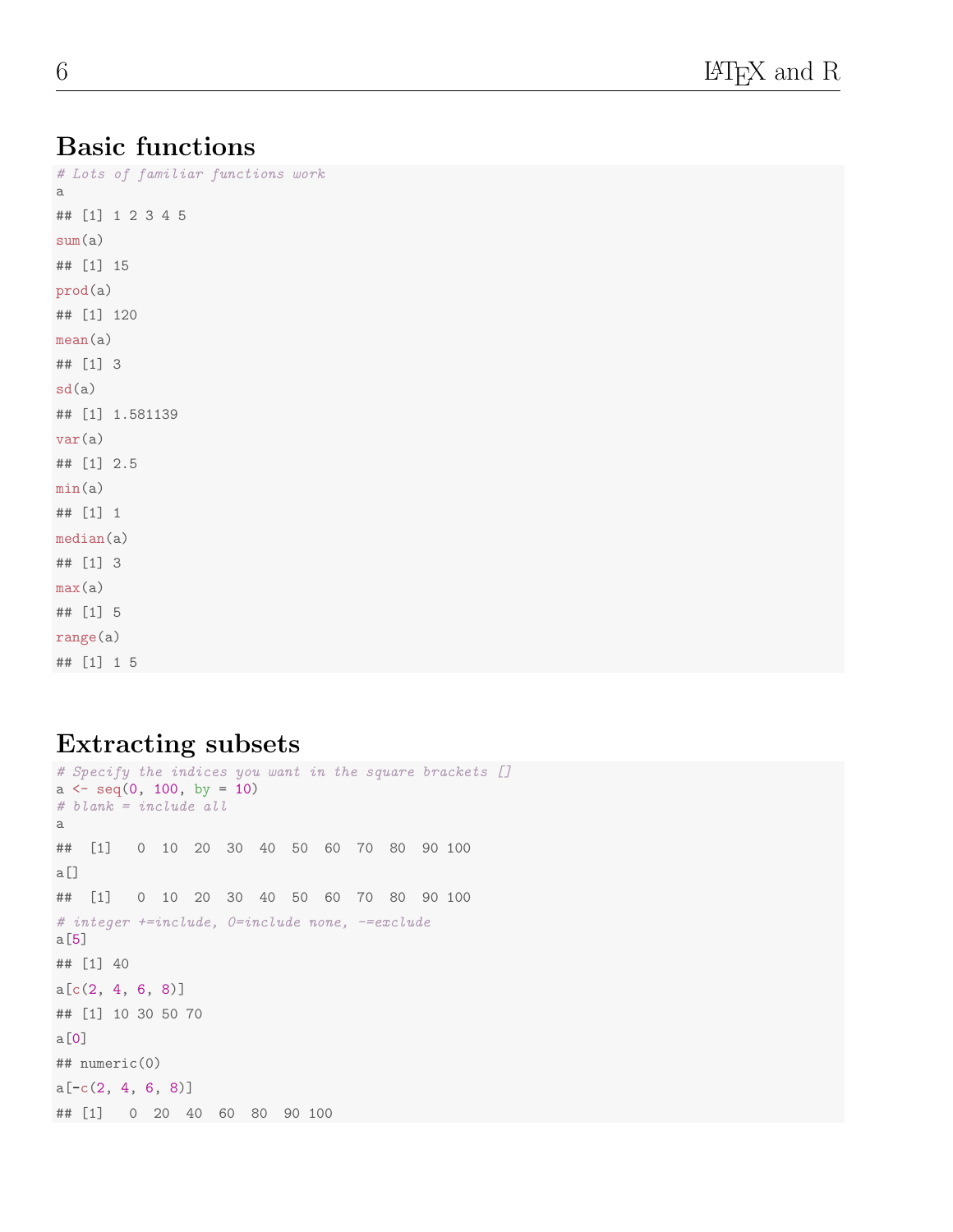## Basic functions

```
# Lots of familiar functions work
a

## [1] 1 2 3 4 5

sum(a)

## [1] 15

prod(a)

## [1] 120

mean(a)

## [1] 3

sd(a)

## [1] 1.581139

var(a)

## [1] 2.5

min(a)

## [1] 1

median(a)

## [1] 3

max(a)

## [1] 5

range(a)

## [1] 1 5
```

## Extracting subsets

```
# Specify the indices you want in the square brackets []
a <- seq(0, 100, by = 10)
# blank = include all
a

##  [1]   0  10  20  30  40  50  60  70  80  90 100

a[]

##  [1]   0  10  20  30  40  50  60  70  80  90 100

# integer +=include, 0=include none, -=exclude
a[5]

## [1] 40

a[c(2, 4, 6, 8)]

## [1] 10 30 50 70

a[0]

## numeric(0)

a[-c(2, 4, 6, 8)]

## [1]   0  20  40  60  80  90 100
```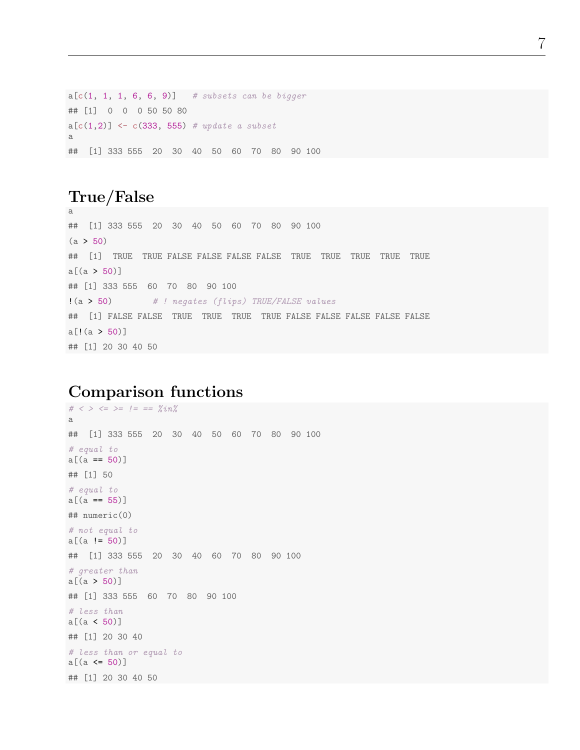```
a[c(1, 1, 1, 6, 6, 9)]   # subsets can be bigger
## [1]  0  0  0 50 50 80
a[c(1,2)] <- c(333, 555) # update a subset
a
##  [1] 333 555  20  30  40  50  60  70  80  90 100
```

# True/False

```
a
##  [1] 333 555  20  30  40  50  60  70  80  90 100
(a > 50)
##  [1]  TRUE  TRUE FALSE FALSE FALSE FALSE  TRUE  TRUE  TRUE  TRUE  TRUE
a[(a > 50)]
## [1] 333 555  60  70  80  90 100
!(a > 50)        # ! negates (flips) TRUE/FALSE values
##  [1] FALSE FALSE  TRUE  TRUE  TRUE  TRUE FALSE FALSE FALSE FALSE FALSE
a[!(a > 50)]
## [1] 20 30 40 50
```

# Comparison functions

```
# < > <= >= != == %in%
a
##  [1] 333 555  20  30  40  50  60  70  80  90 100
# equal to
a[(a == 50)]
## [1] 50
# equal to
a[(a == 55)]
## numeric(0)
# not equal to
a[(a != 50)]
##  [1] 333 555  20  30  40  60  70  80  90 100
# greater than
a[(a > 50)]
## [1] 333 555  60  70  80  90 100
# less than
a[(a < 50)]
## [1] 20 30 40
# less than or equal to
a[(a <= 50)]
## [1] 20 30 40 50
```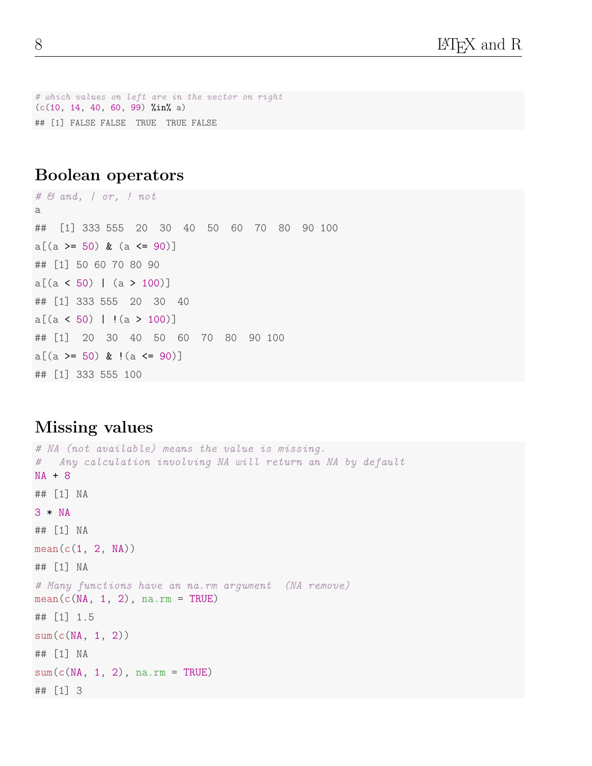```r
# which values on left are in the vector on right
(c(10, 14, 40, 60, 99) %in% a)
## [1] FALSE FALSE  TRUE  TRUE FALSE
```

## Boolean operators

```r
# & and, | or, ! not
a
##  [1] 333 555  20  30  40  50  60  70  80  90 100
a[(a >= 50) & (a <= 90)]
## [1] 50 60 70 80 90
a[(a < 50) | (a > 100)]
## [1] 333 555  20  30  40
a[(a < 50) | !(a > 100)]
## [1]  20  30  40  50  60  70  80  90 100
a[(a >= 50) & !(a <= 90)]
## [1] 333 555 100
```

## Missing values

```r
# NA (not available) means the value is missing.
#   Any calculation involving NA will return an NA by default
NA + 8
## [1] NA
3 * NA
## [1] NA
mean(c(1, 2, NA))
## [1] NA
# Many functions have an na.rm argument  (NA remove)
mean(c(NA, 1, 2), na.rm = TRUE)
## [1] 1.5
sum(c(NA, 1, 2))
## [1] NA
sum(c(NA, 1, 2), na.rm = TRUE)
## [1] 3
```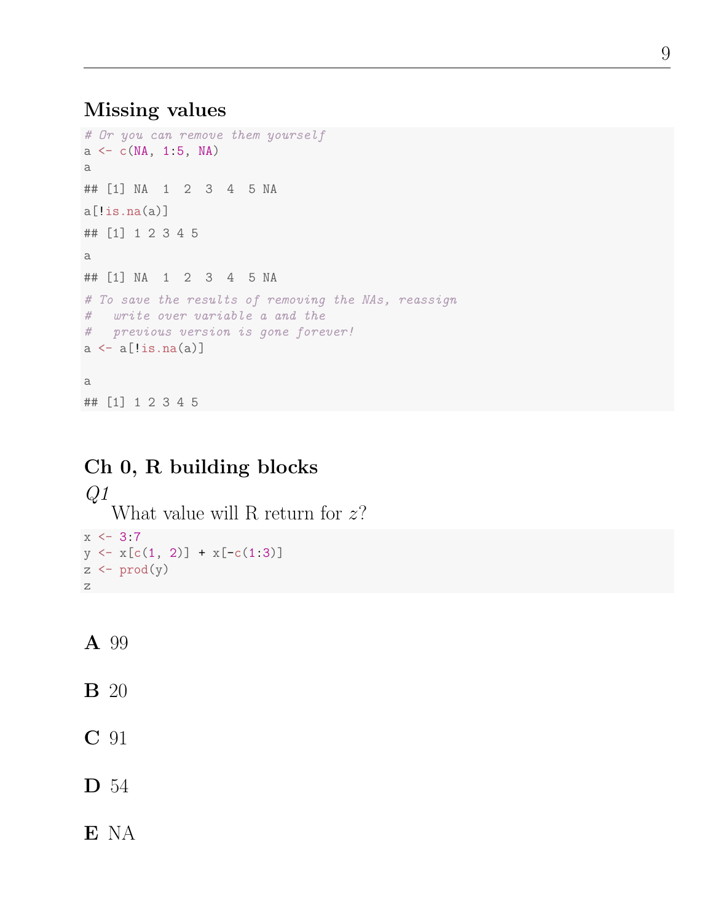### Missing values

```
# Or you can remove them yourself
a <- c(NA, 1:5, NA)
a

## [1] NA  1  2  3  4  5 NA

a[!is.na(a)]

## [1] 1 2 3 4 5

a

## [1] NA  1  2  3  4  5 NA

# To save the results of removing the NAs, reassign
#   write over variable a and the
#   previous version is gone forever!
a <- a[!is.na(a)]

a

## [1] 1 2 3 4 5
```

### Ch 0, R building blocks

*Q1*

What value will R return for $z$?

```
x <- 3:7
y <- x[c(1, 2)] + x[-c(1:3)]
z <- prod(y)
z
```

**A** 99

**B** 20

**C** 91

**D** 54

**E** NA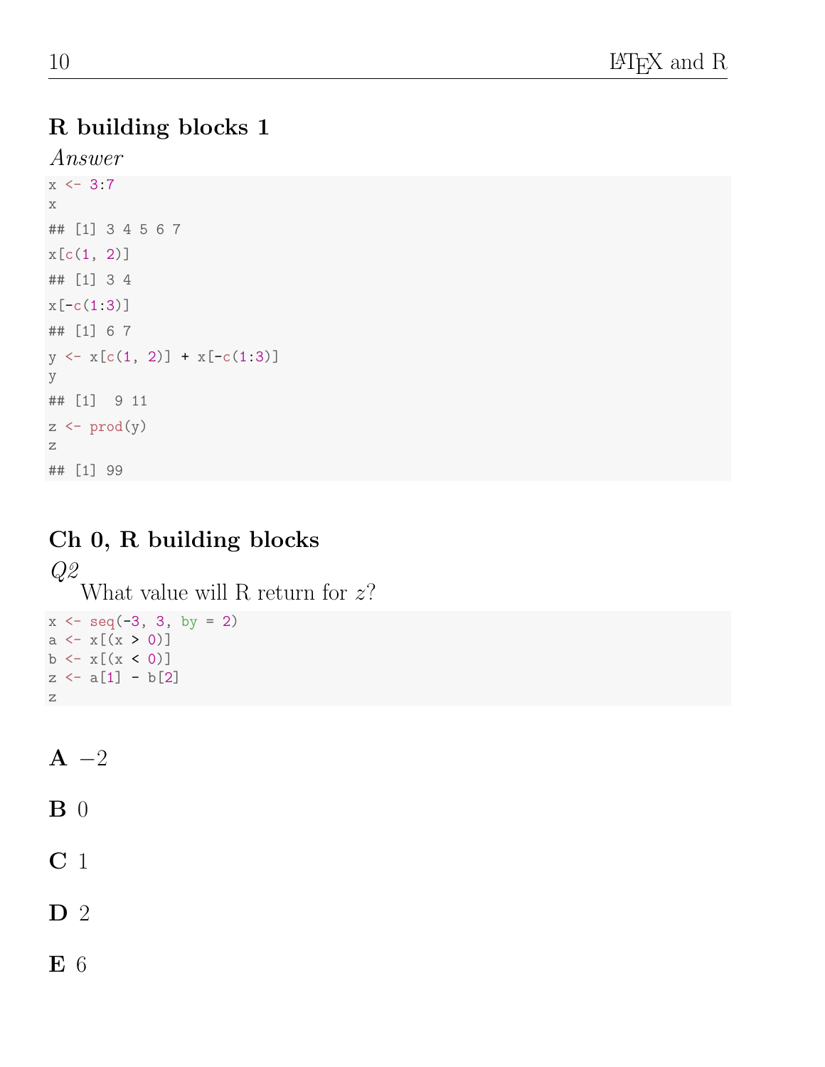## R building blocks 1

*Answer*

```
x <- 3:7
x
## [1] 3 4 5 6 7
x[c(1, 2)]
## [1] 3 4
x[-c(1:3)]
## [1] 6 7
y <- x[c(1, 2)] + x[-c(1:3)]
y
## [1]  9 11
z <- prod(y)
z
## [1] 99
```

## Ch 0, R building blocks

*Q2*

What value will R return for $z$?

```
x <- seq(-3, 3, by = 2)
a <- x[(x > 0)]
b <- x[(x < 0)]
z <- a[1] - b[2]
z
```

**A** $-2$

**B** 0

**C** 1

**D** 2

**E** 6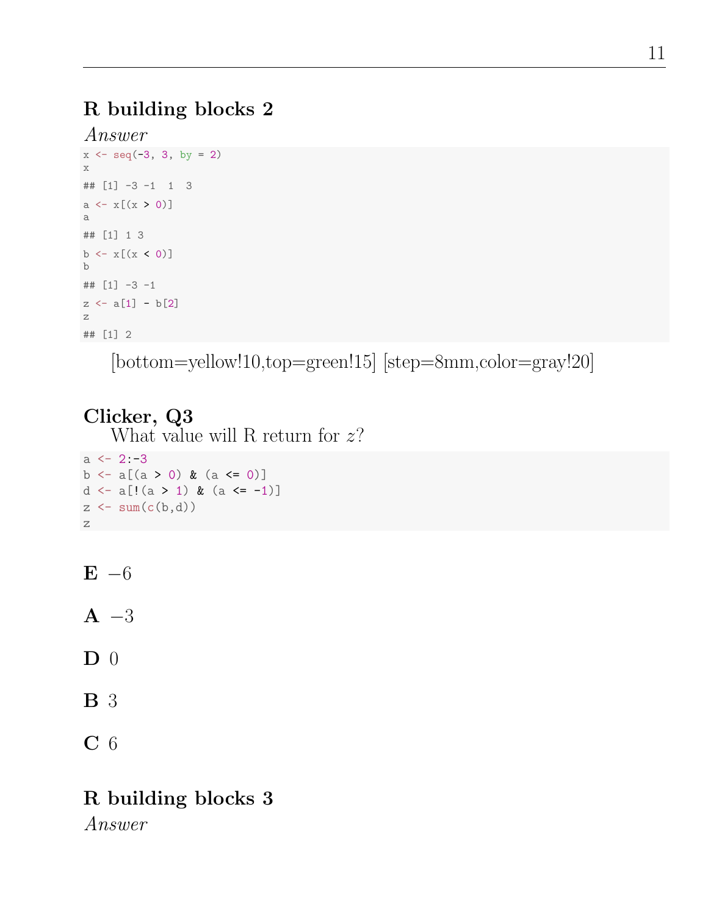## R building blocks 2

*Answer*

```
x <- seq(-3, 3, by = 2)
x
## [1] -3 -1  1  3
a <- x[(x > 0)]
a
## [1] 1 3
b <- x[(x < 0)]
b
## [1] -3 -1
z <- a[1] - b[2]
z
## [1] 2
```

[bottom=yellow!10,top=green!15] [step=8mm,color=gray!20]

## Clicker, Q3

What value will R return for $z$?

```
a <- 2:-3
b <- a[(a > 0) & (a <= 0)]
d <- a[!(a > 1) & (a <= -1)]
z <- sum(c(b,d))
z
```

**E** $-6$

**A** $-3$

**D** $0$

**B** $3$

**C** $6$

## R building blocks 3

*Answer*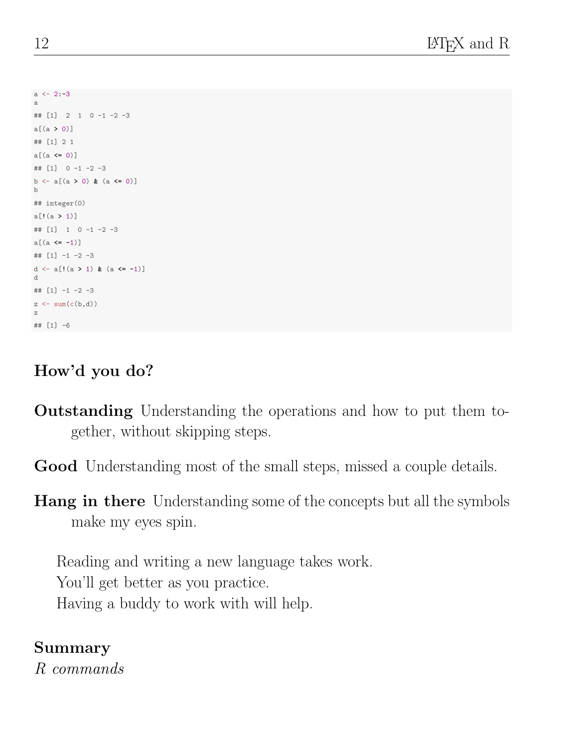```
a <- 2:-3
a

## [1]  2  1  0 -1 -2 -3

a[(a > 0)]

## [1] 2 1

a[(a <= 0)]

## [1]  0 -1 -2 -3

b <- a[(a > 0) & (a <= 0)]
b

## integer(0)

a[!(a > 1)]

## [1]  1  0 -1 -2 -3

a[(a <= -1)]

## [1] -1 -2 -3

d <- a[!(a > 1) & (a <= -1)]
d

## [1] -1 -2 -3

z <- sum(c(b,d))
z

## [1] -6
```

### How'd you do?

**Outstanding** Understanding the operations and how to put them together, without skipping steps.

**Good** Understanding most of the small steps, missed a couple details.

**Hang in there** Understanding some of the concepts but all the symbols make my eyes spin.

Reading and writing a new language takes work.
You'll get better as you practice.
Having a buddy to work with will help.

### Summary

*R commands*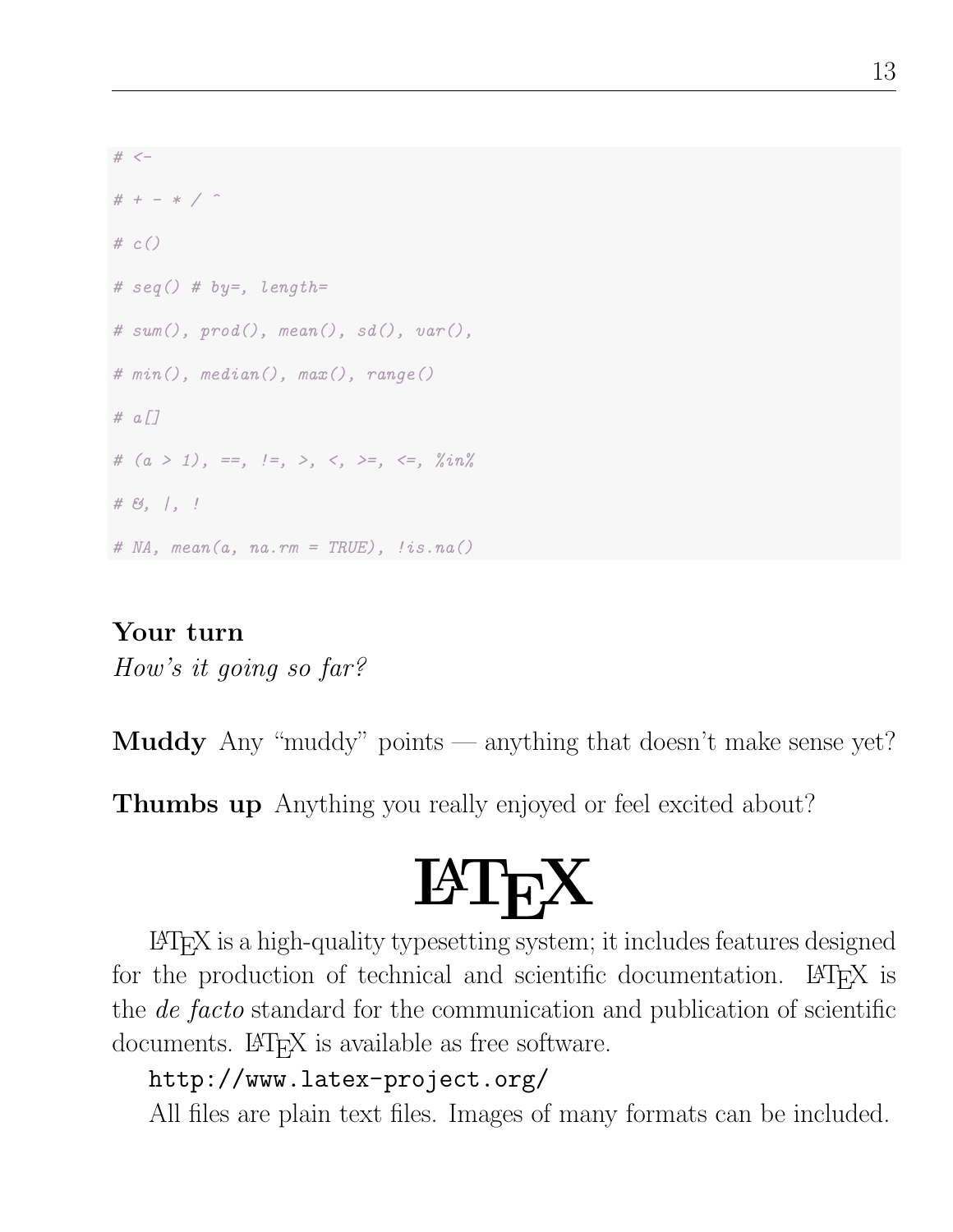```
# <-

# + - * / ^

# c()

# seq() # by=, length=

# sum(), prod(), mean(), sd(), var(),

# min(), median(), max(), range()

# a[]

# (a > 1), ==, !=, >, <, >=, <=, %in%

# &, |, !

# NA, mean(a, na.rm = TRUE), !is.na()
```

**Your turn**
*How's it going so far?*

**Muddy** Any "muddy" points — anything that doesn't make sense yet?

**Thumbs up** Anything you really enjoyed or feel excited about?

# LaTeX

LaTeX is a high-quality typesetting system; it includes features designed for the production of technical and scientific documentation. LaTeX is the *de facto* standard for the communication and publication of scientific documents. LaTeX is available as free software.

`http://www.latex-project.org/`

All files are plain text files. Images of many formats can be included.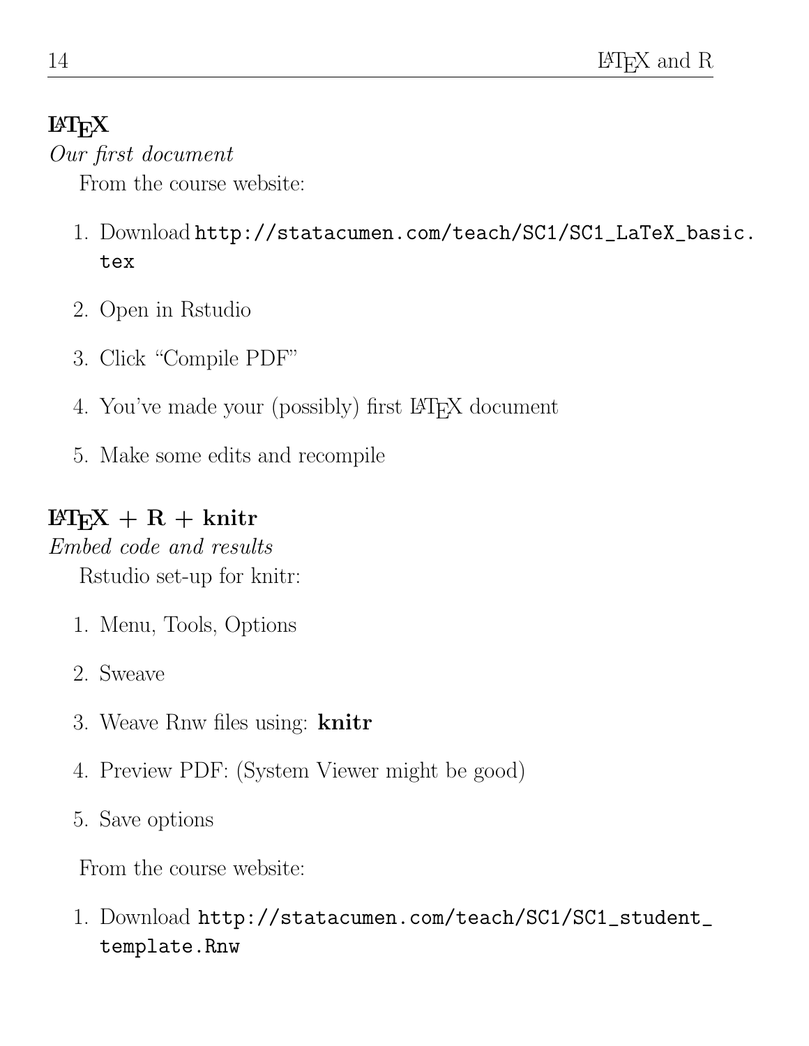## LaTeX

*Our first document*

From the course website:

1. Download `http://statacumen.com/teach/SC1/SC1_LaTeX_basic.tex`
2. Open in Rstudio
3. Click "Compile PDF"
4. You've made your (possibly) first LaTeX document
5. Make some edits and recompile

## LaTeX + R + knitr

*Embed code and results*

Rstudio set-up for knitr:

1. Menu, Tools, Options
2. Sweave
3. Weave Rnw files using: **knitr**
4. Preview PDF: (System Viewer might be good)
5. Save options

From the course website:

1. Download `http://statacumen.com/teach/SC1/SC1_student_template.Rnw`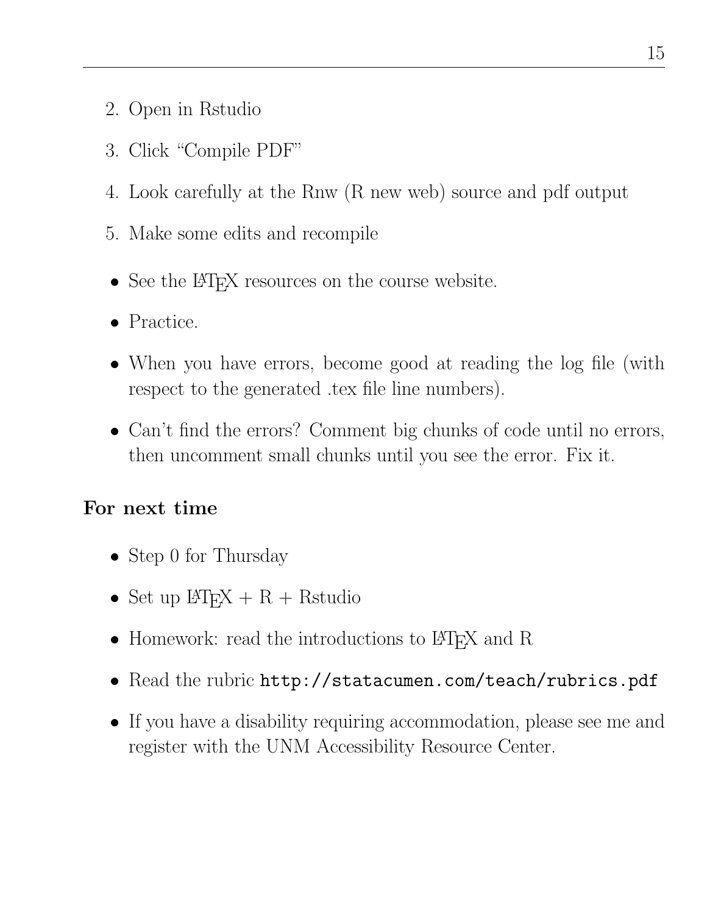2. Open in Rstudio
3. Click "Compile PDF"
4. Look carefully at the Rnw (R new web) source and pdf output
5. Make some edits and recompile

- See the LaTeX resources on the course website.
- Practice.
- When you have errors, become good at reading the log file (with respect to the generated .tex file line numbers).
- Can't find the errors? Comment big chunks of code until no errors, then uncomment small chunks until you see the error. Fix it.

**For next time**

- Step 0 for Thursday
- Set up LaTeX + R + Rstudio
- Homework: read the introductions to LaTeX and R
- Read the rubric `http://statacumen.com/teach/rubrics.pdf`
- If you have a disability requiring accommodation, please see me and register with the UNM Accessibility Resource Center.